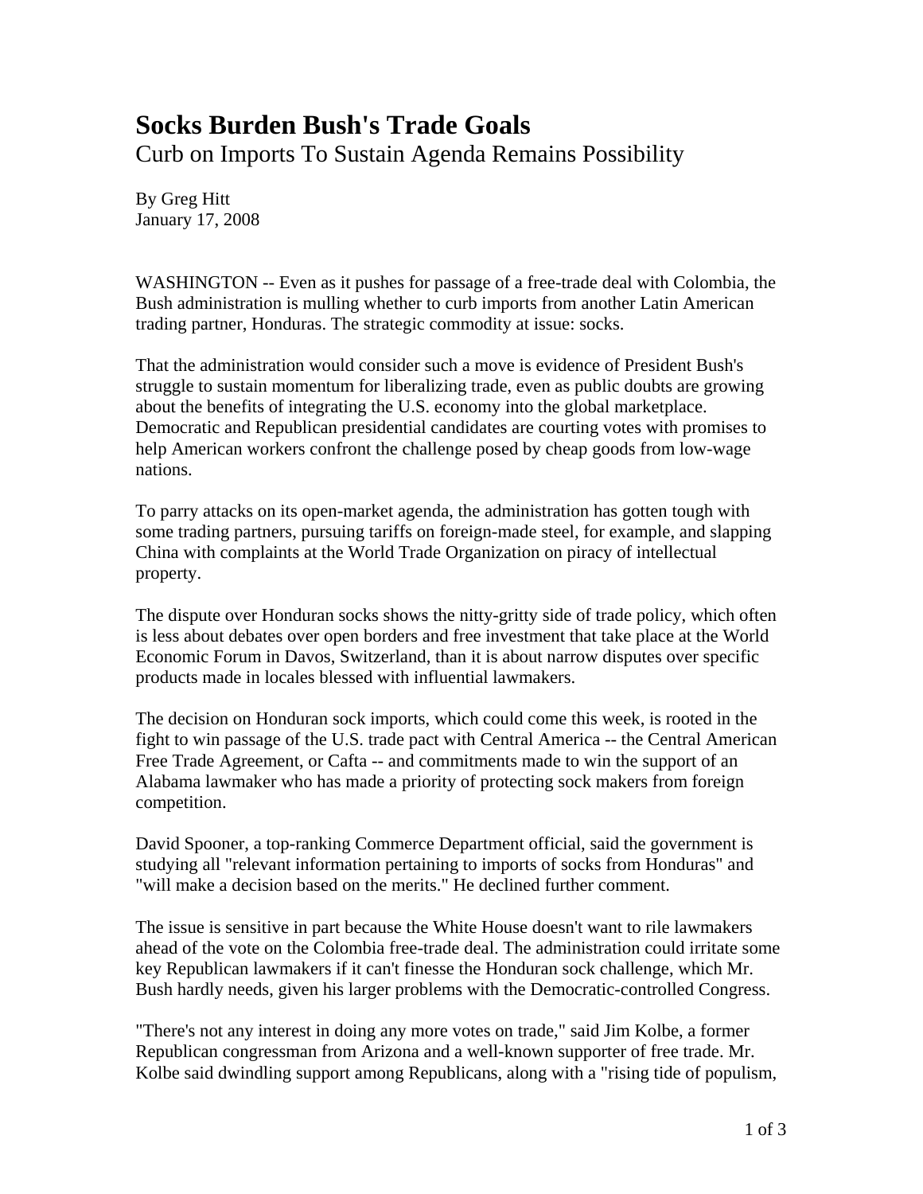# Socks Burden Bush's Trade Goals

## Curb on Imports To Sustain Agenda Remains Possibility

By Greg Hitt
January 17, 2008

WASHINGTON -- Even as it pushes for passage of a free-trade deal with Colombia, the Bush administration is mulling whether to curb imports from another Latin American trading partner, Honduras. The strategic commodity at issue: socks.

That the administration would consider such a move is evidence of President Bush's struggle to sustain momentum for liberalizing trade, even as public doubts are growing about the benefits of integrating the U.S. economy into the global marketplace. Democratic and Republican presidential candidates are courting votes with promises to help American workers confront the challenge posed by cheap goods from low-wage nations.

To parry attacks on its open-market agenda, the administration has gotten tough with some trading partners, pursuing tariffs on foreign-made steel, for example, and slapping China with complaints at the World Trade Organization on piracy of intellectual property.

The dispute over Honduran socks shows the nitty-gritty side of trade policy, which often is less about debates over open borders and free investment that take place at the World Economic Forum in Davos, Switzerland, than it is about narrow disputes over specific products made in locales blessed with influential lawmakers.

The decision on Honduran sock imports, which could come this week, is rooted in the fight to win passage of the U.S. trade pact with Central America -- the Central American Free Trade Agreement, or Cafta -- and commitments made to win the support of an Alabama lawmaker who has made a priority of protecting sock makers from foreign competition.

David Spooner, a top-ranking Commerce Department official, said the government is studying all "relevant information pertaining to imports of socks from Honduras" and "will make a decision based on the merits." He declined further comment.

The issue is sensitive in part because the White House doesn't want to rile lawmakers ahead of the vote on the Colombia free-trade deal. The administration could irritate some key Republican lawmakers if it can't finesse the Honduran sock challenge, which Mr. Bush hardly needs, given his larger problems with the Democratic-controlled Congress.

"There's not any interest in doing any more votes on trade," said Jim Kolbe, a former Republican congressman from Arizona and a well-known supporter of free trade. Mr. Kolbe said dwindling support among Republicans, along with a "rising tide of populism,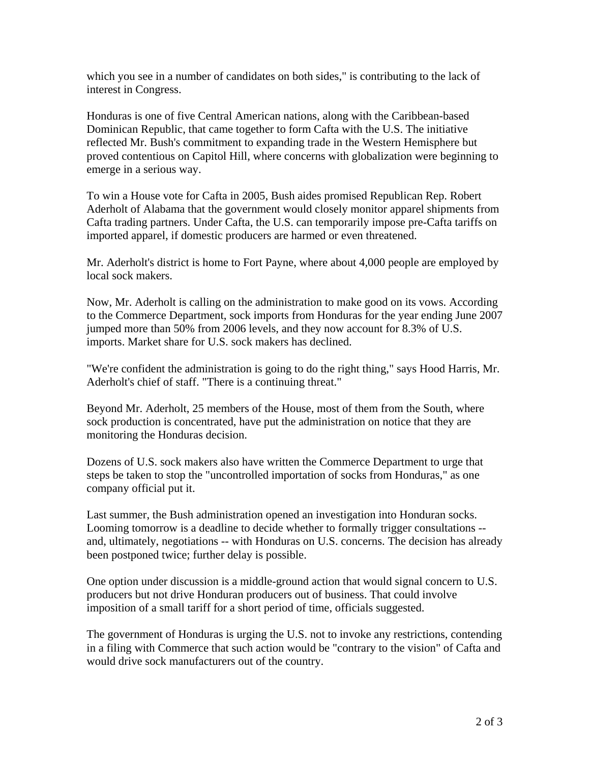which you see in a number of candidates on both sides," is contributing to the lack of interest in Congress.

Honduras is one of five Central American nations, along with the Caribbean-based Dominican Republic, that came together to form Cafta with the U.S. The initiative reflected Mr. Bush's commitment to expanding trade in the Western Hemisphere but proved contentious on Capitol Hill, where concerns with globalization were beginning to emerge in a serious way.

To win a House vote for Cafta in 2005, Bush aides promised Republican Rep. Robert Aderholt of Alabama that the government would closely monitor apparel shipments from Cafta trading partners. Under Cafta, the U.S. can temporarily impose pre-Cafta tariffs on imported apparel, if domestic producers are harmed or even threatened.

Mr. Aderholt's district is home to Fort Payne, where about 4,000 people are employed by local sock makers.

Now, Mr. Aderholt is calling on the administration to make good on its vows. According to the Commerce Department, sock imports from Honduras for the year ending June 2007 jumped more than 50% from 2006 levels, and they now account for 8.3% of U.S. imports. Market share for U.S. sock makers has declined.

"We're confident the administration is going to do the right thing," says Hood Harris, Mr. Aderholt's chief of staff. "There is a continuing threat."

Beyond Mr. Aderholt, 25 members of the House, most of them from the South, where sock production is concentrated, have put the administration on notice that they are monitoring the Honduras decision.

Dozens of U.S. sock makers also have written the Commerce Department to urge that steps be taken to stop the "uncontrolled importation of socks from Honduras," as one company official put it.

Last summer, the Bush administration opened an investigation into Honduran socks. Looming tomorrow is a deadline to decide whether to formally trigger consultations -- and, ultimately, negotiations -- with Honduras on U.S. concerns. The decision has already been postponed twice; further delay is possible.

One option under discussion is a middle-ground action that would signal concern to U.S. producers but not drive Honduran producers out of business. That could involve imposition of a small tariff for a short period of time, officials suggested.

The government of Honduras is urging the U.S. not to invoke any restrictions, contending in a filing with Commerce that such action would be "contrary to the vision" of Cafta and would drive sock manufacturers out of the country.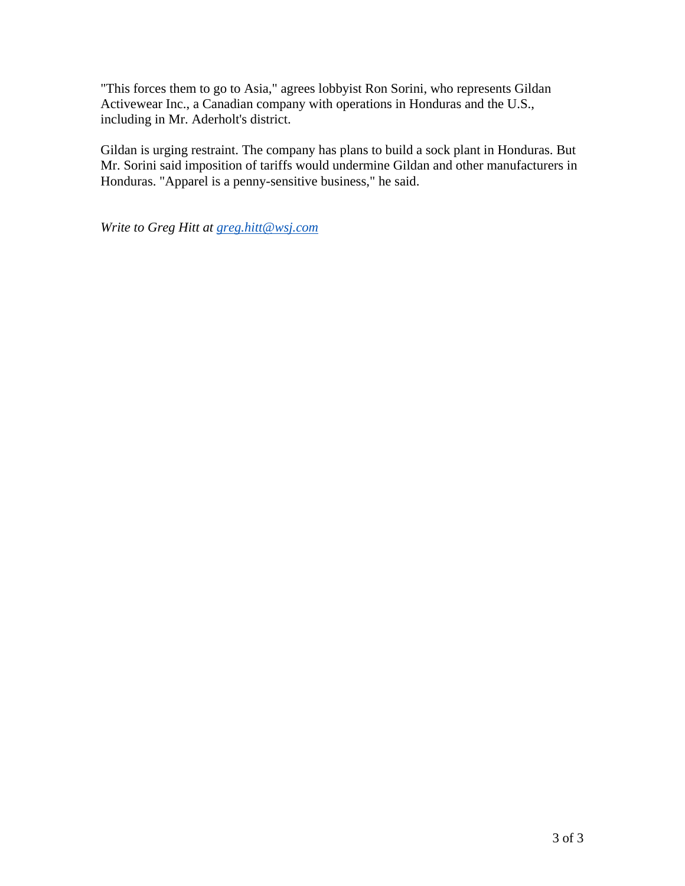"This forces them to go to Asia," agrees lobbyist Ron Sorini, who represents Gildan Activewear Inc., a Canadian company with operations in Honduras and the U.S., including in Mr. Aderholt's district.

Gildan is urging restraint. The company has plans to build a sock plant in Honduras. But Mr. Sorini said imposition of tariffs would undermine Gildan and other manufacturers in Honduras. "Apparel is a penny-sensitive business," he said.

*Write to Greg Hitt at greg.hitt@wsj.com*